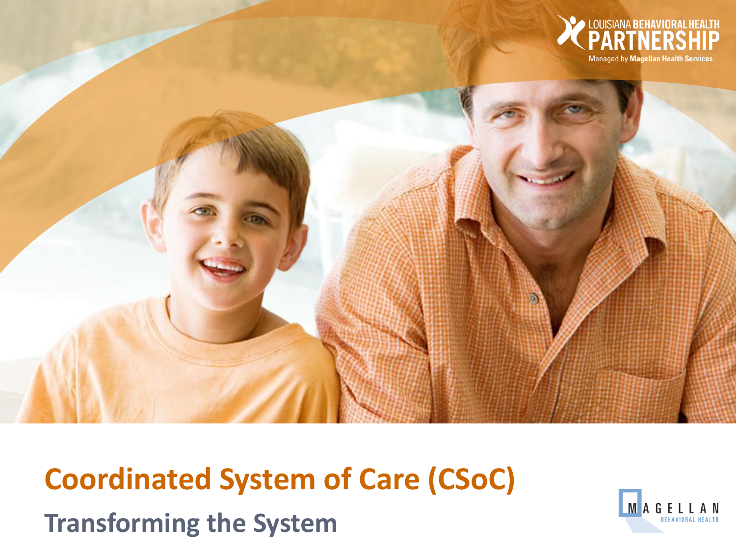LOUISIANA BEHAVIORAL HEALTH PARTNERSHIP

Managed by Magellan Health Services

# Coordinated System of Care (CSoC)

## Transforming the System

MAGELLAN BEHAVIORAL HEALTH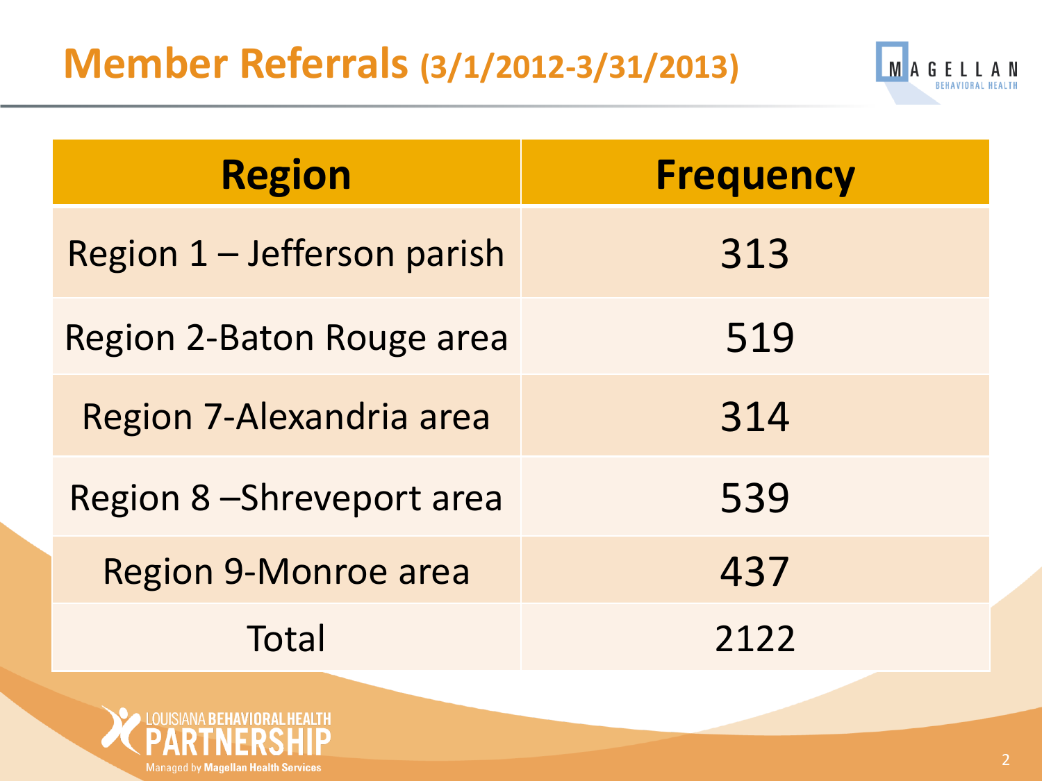# Member Referrals (3/1/2012-3/31/2013)

| Region | Frequency |
|---|---|
| Region 1 – Jefferson parish | 313 |
| Region 2-Baton Rouge area | 519 |
| Region 7-Alexandria area | 314 |
| Region 8 –Shreveport area | 539 |
| Region 9-Monroe area | 437 |
| Total | 2122 |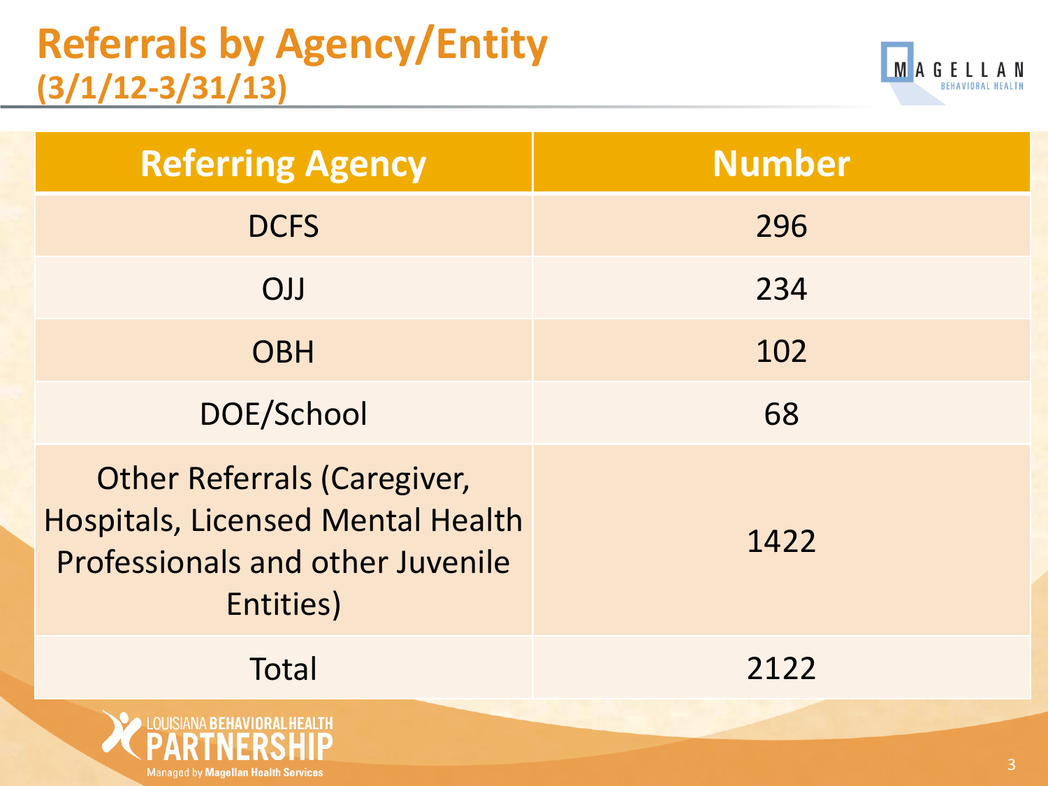# Referrals by Agency/Entity (3/1/12-3/31/13)

| Referring Agency | Number |
| --- | --- |
| DCFS | 296 |
| OJJ | 234 |
| OBH | 102 |
| DOE/School | 68 |
| Other Referrals (Caregiver, Hospitals, Licensed Mental Health Professionals and other Juvenile Entities) | 1422 |
| Total | 2122 |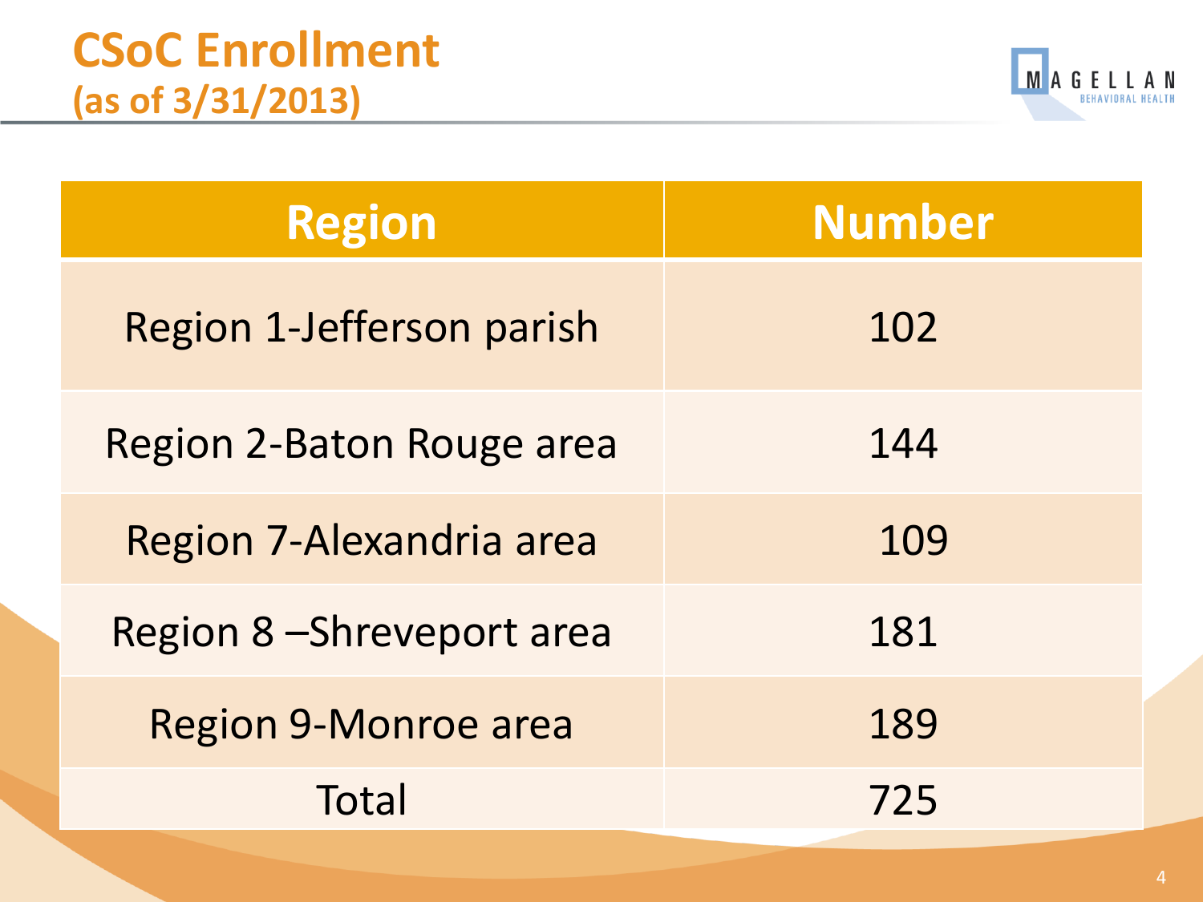# CSoC Enrollment
## (as of 3/31/2013)

| Region | Number |
|---|---|
| Region 1-Jefferson parish | 102 |
| Region 2-Baton Rouge area | 144 |
| Region 7-Alexandria area | 109 |
| Region 8 –Shreveport area | 181 |
| Region 9-Monroe area | 189 |
| Total | 725 |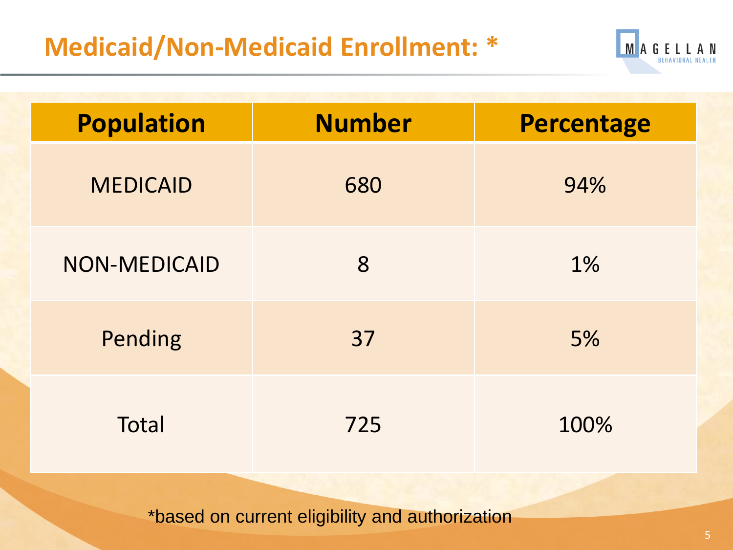# Medicaid/Non-Medicaid Enrollment: *

| Population | Number | Percentage |
|---|---|---|
| MEDICAID | 680 | 94% |
| NON-MEDICAID | 8 | 1% |
| Pending | 37 | 5% |
| Total | 725 | 100% |

*based on current eligibility and authorization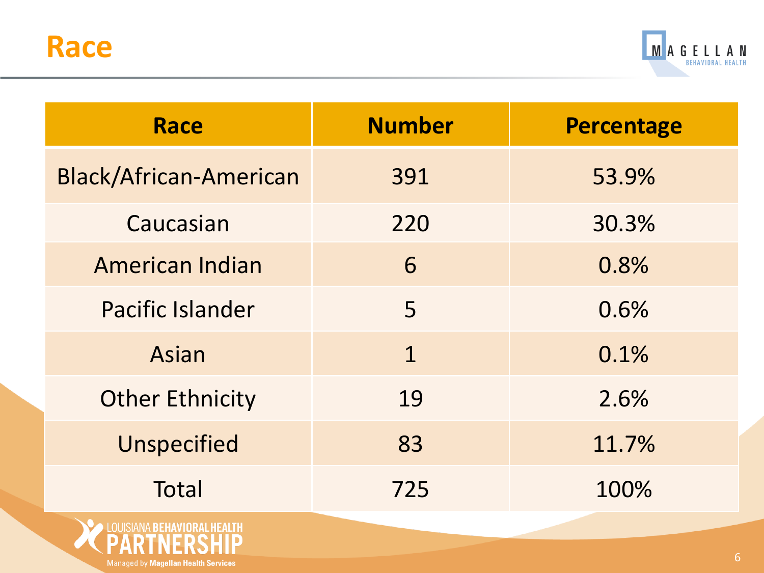# Race

| Race | Number | Percentage |
|---|---|---|
| Black/African-American | 391 | 53.9% |
| Caucasian | 220 | 30.3% |
| American Indian | 6 | 0.8% |
| Pacific Islander | 5 | 0.6% |
| Asian | 1 | 0.1% |
| Other Ethnicity | 19 | 2.6% |
| Unspecified | 83 | 11.7% |
| Total | 725 | 100% |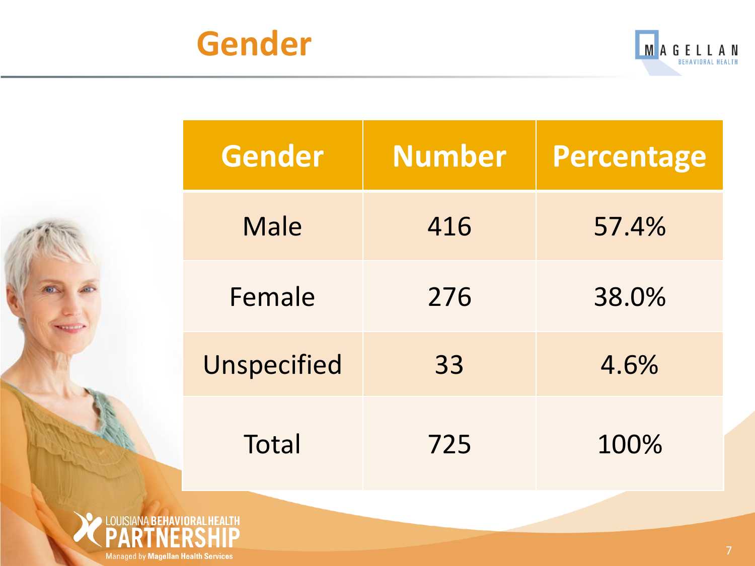# Gender

| Gender | Number | Percentage |
|---|---|---|
| Male | 416 | 57.4% |
| Female | 276 | 38.0% |
| Unspecified | 33 | 4.6% |
| Total | 725 | 100% |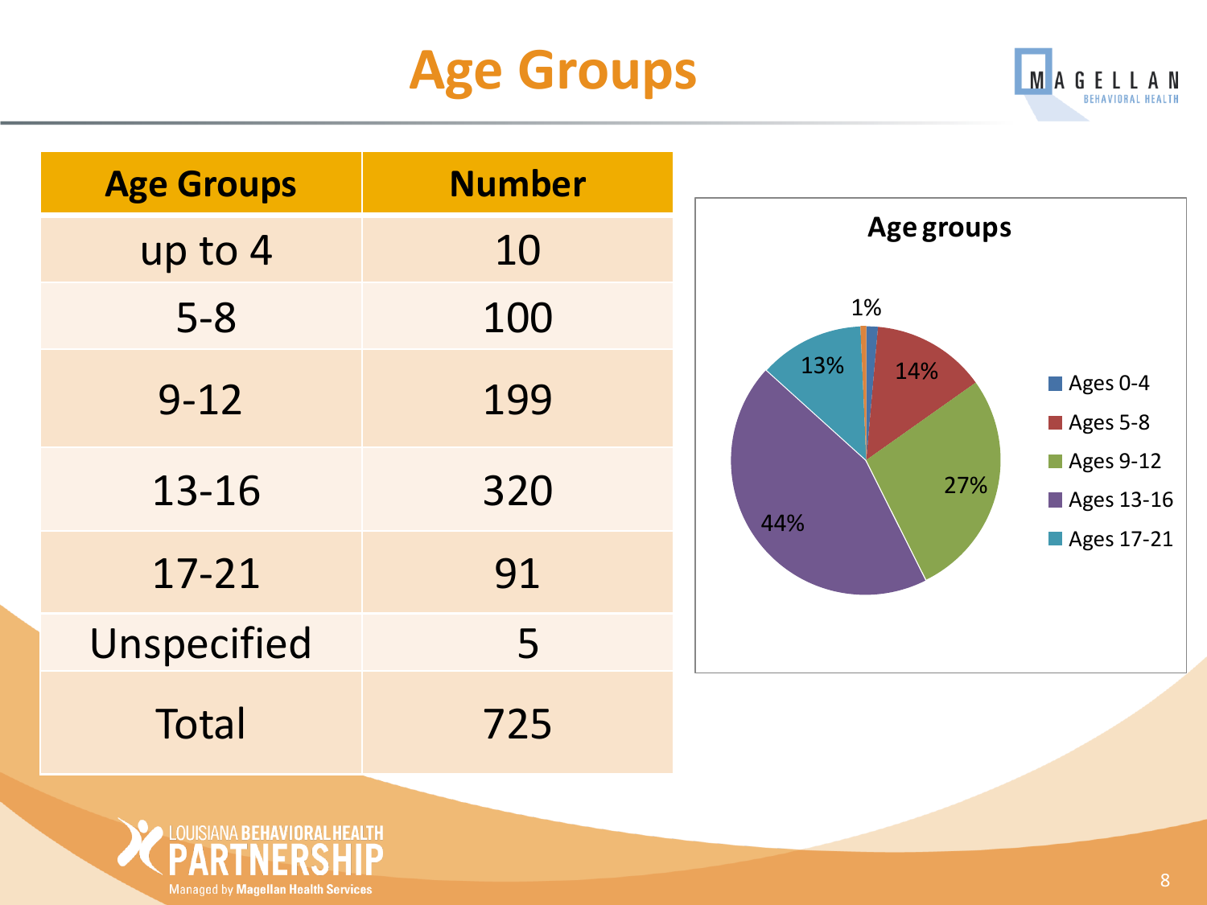# Age Groups

| Age Groups | Number |
|---|---|
| up to 4 | 10 |
| 5-8 | 100 |
| 9-12 | 199 |
| 13-16 | 320 |
| 17-21 | 91 |
| Unspecified | 5 |
| Total | 725 |

**Age groups**

- Ages 0-4: 1%
- Ages 5-8: 14%
- Ages 9-12: 27%
- Ages 13-16: 44%
- Ages 17-21: 13%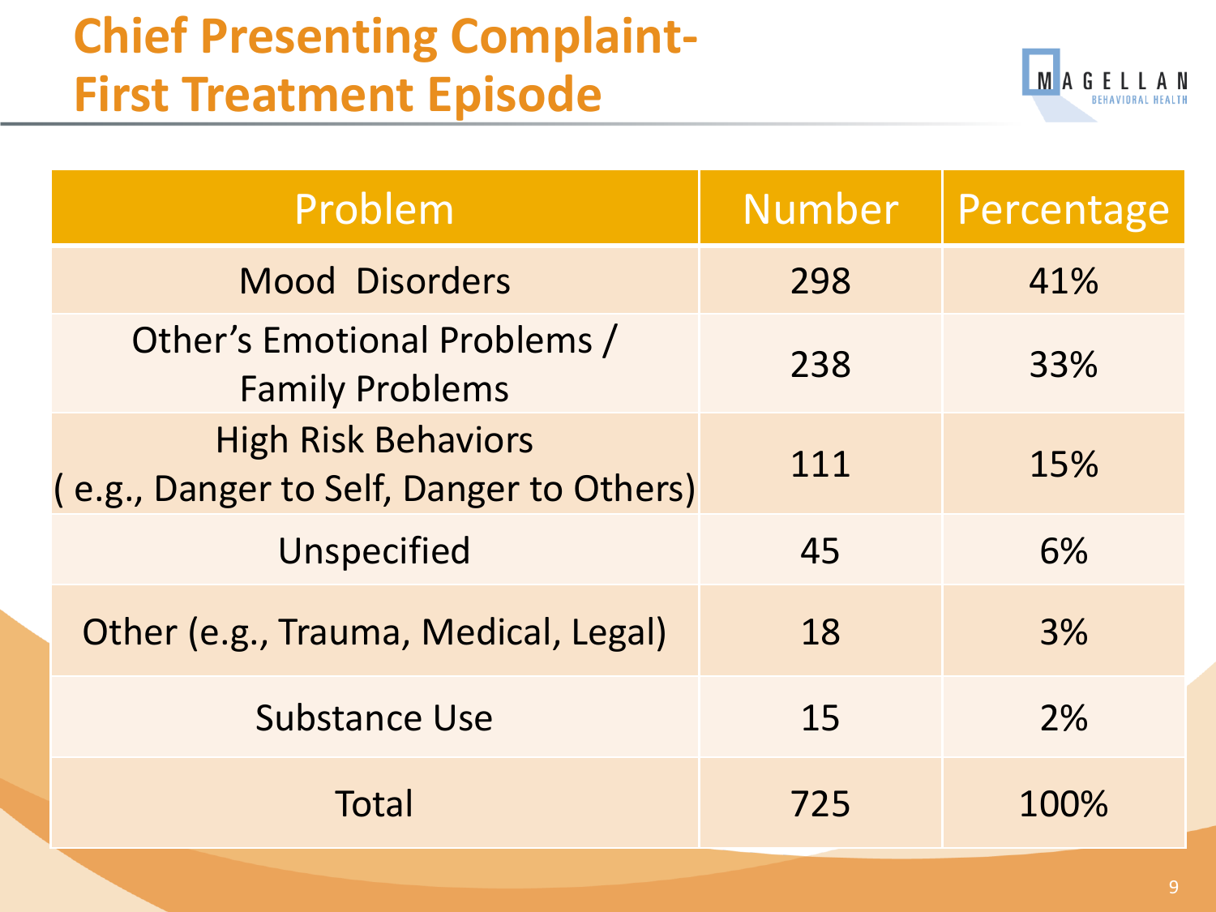# Chief Presenting Complaint- First Treatment Episode

| Problem | Number | Percentage |
|---|---|---|
| Mood Disorders | 298 | 41% |
| Other's Emotional Problems / Family Problems | 238 | 33% |
| High Risk Behaviors ( e.g., Danger to Self, Danger to Others) | 111 | 15% |
| Unspecified | 45 | 6% |
| Other (e.g., Trauma, Medical, Legal) | 18 | 3% |
| Substance Use | 15 | 2% |
| Total | 725 | 100% |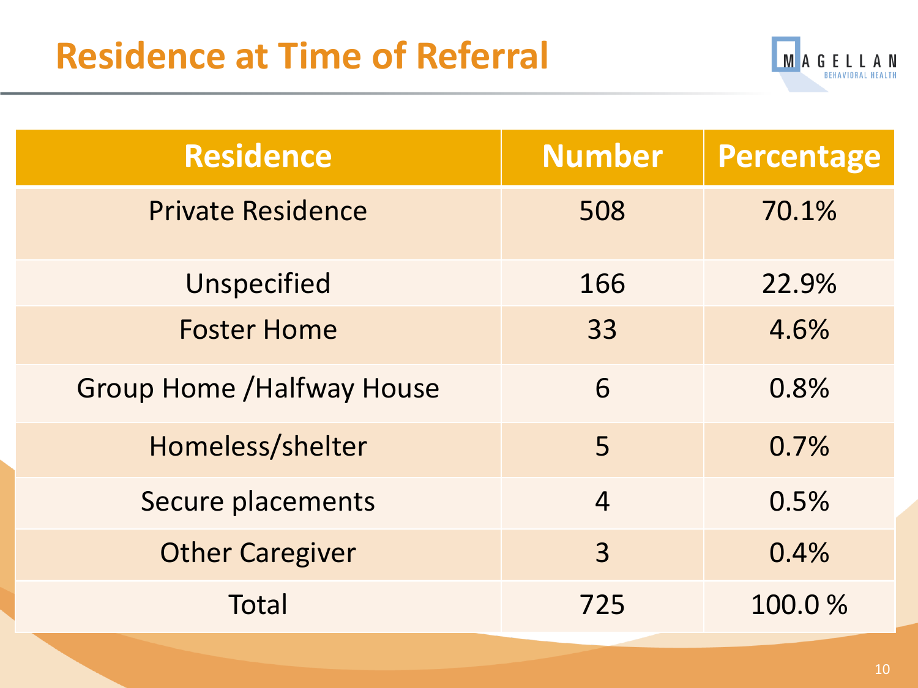# Residence at Time of Referral

| Residence | Number | Percentage |
|---|---|---|
| Private Residence | 508 | 70.1% |
| Unspecified | 166 | 22.9% |
| Foster Home | 33 | 4.6% |
| Group Home /Halfway House | 6 | 0.8% |
| Homeless/shelter | 5 | 0.7% |
| Secure placements | 4 | 0.5% |
| Other Caregiver | 3 | 0.4% |
| Total | 725 | 100.0 % |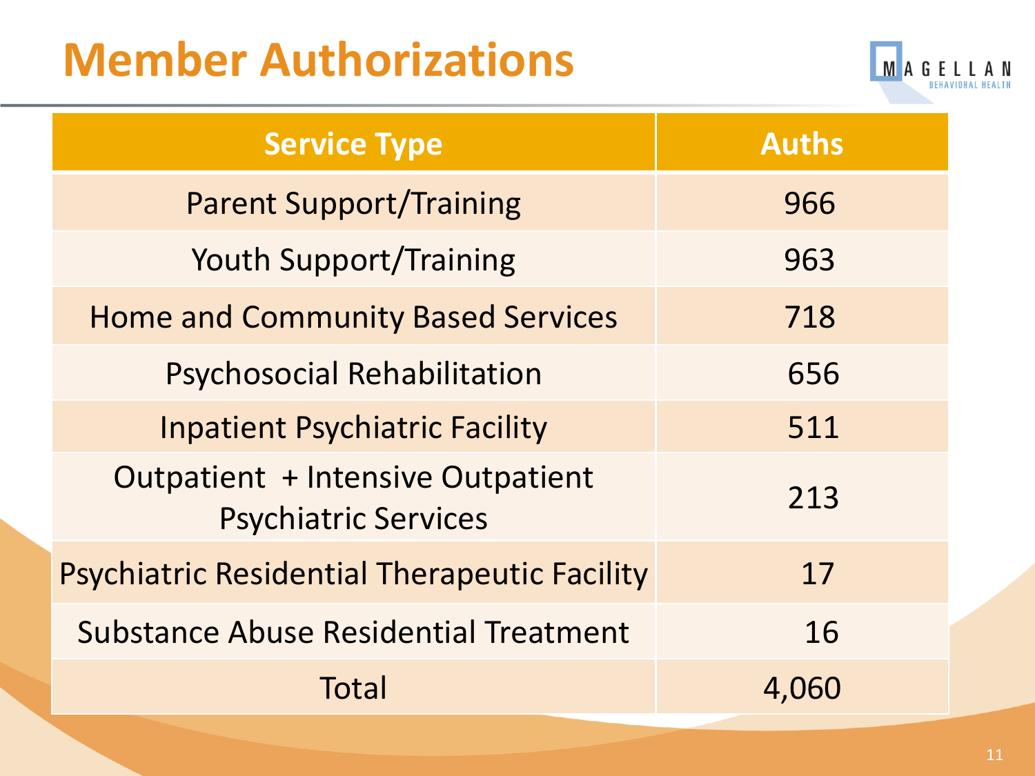# Member Authorizations

| Service Type | Auths |
|---|---|
| Parent Support/Training | 966 |
| Youth Support/Training | 963 |
| Home and Community Based Services | 718 |
| Psychosocial Rehabilitation | 656 |
| Inpatient Psychiatric Facility | 511 |
| Outpatient + Intensive Outpatient Psychiatric Services | 213 |
| Psychiatric Residential Therapeutic Facility | 17 |
| Substance Abuse Residential Treatment | 16 |
| Total | 4,060 |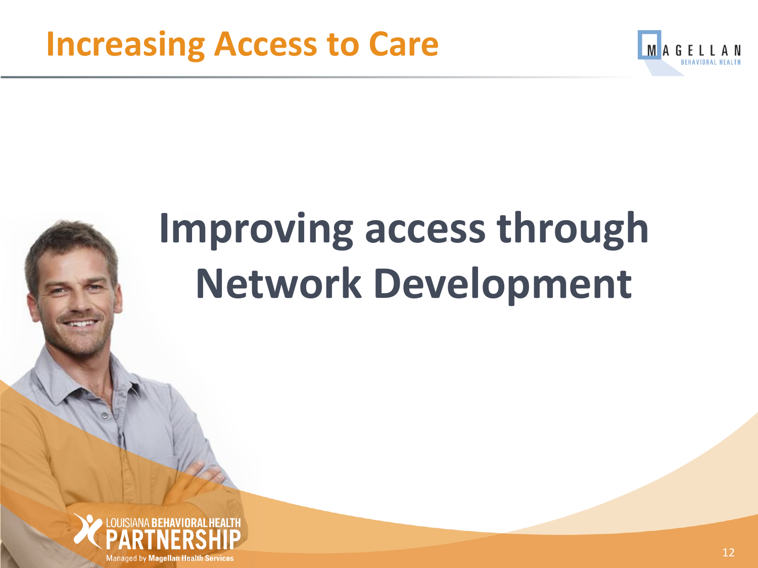# Increasing Access to Care

## Improving access through Network Development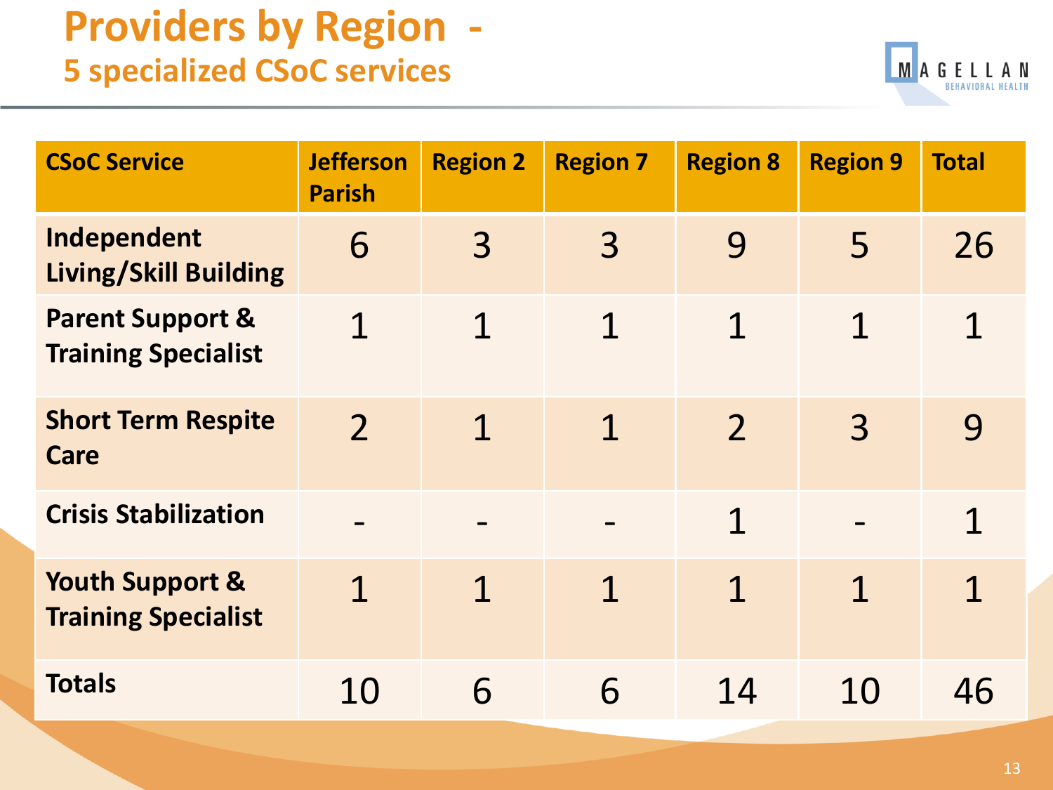# Providers by Region -
## 5 specialized CSoC services

| CSoC Service | Jefferson Parish | Region 2 | Region 7 | Region 8 | Region 9 | Total |
|---|---|---|---|---|---|---|
| Independent Living/Skill Building | 6 | 3 | 3 | 9 | 5 | 26 |
| Parent Support & Training Specialist | 1 | 1 | 1 | 1 | 1 | 1 |
| Short Term Respite Care | 2 | 1 | 1 | 2 | 3 | 9 |
| Crisis Stabilization | - | - | - | 1 | - | 1 |
| Youth Support & Training Specialist | 1 | 1 | 1 | 1 | 1 | 1 |
| Totals | 10 | 6 | 6 | 14 | 10 | 46 |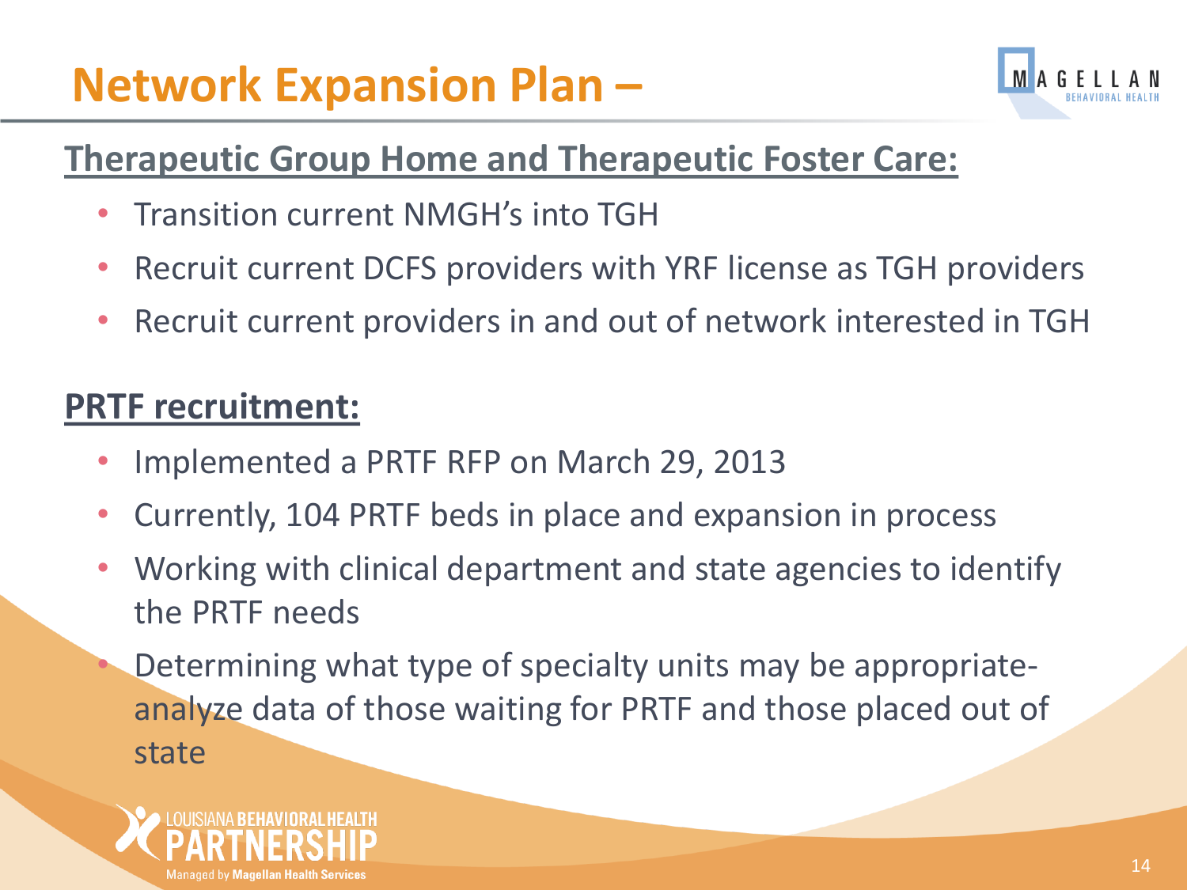# Network Expansion Plan –

## Therapeutic Group Home and Therapeutic Foster Care:

- Transition current NMGH's into TGH
- Recruit current DCFS providers with YRF license as TGH providers
- Recruit current providers in and out of network interested in TGH

## PRTF recruitment:

- Implemented a PRTF RFP on March 29, 2013
- Currently, 104 PRTF beds in place and expansion in process
- Working with clinical department and state agencies to identify the PRTF needs
- Determining what type of specialty units may be appropriate- analyze data of those waiting for PRTF and those placed out of state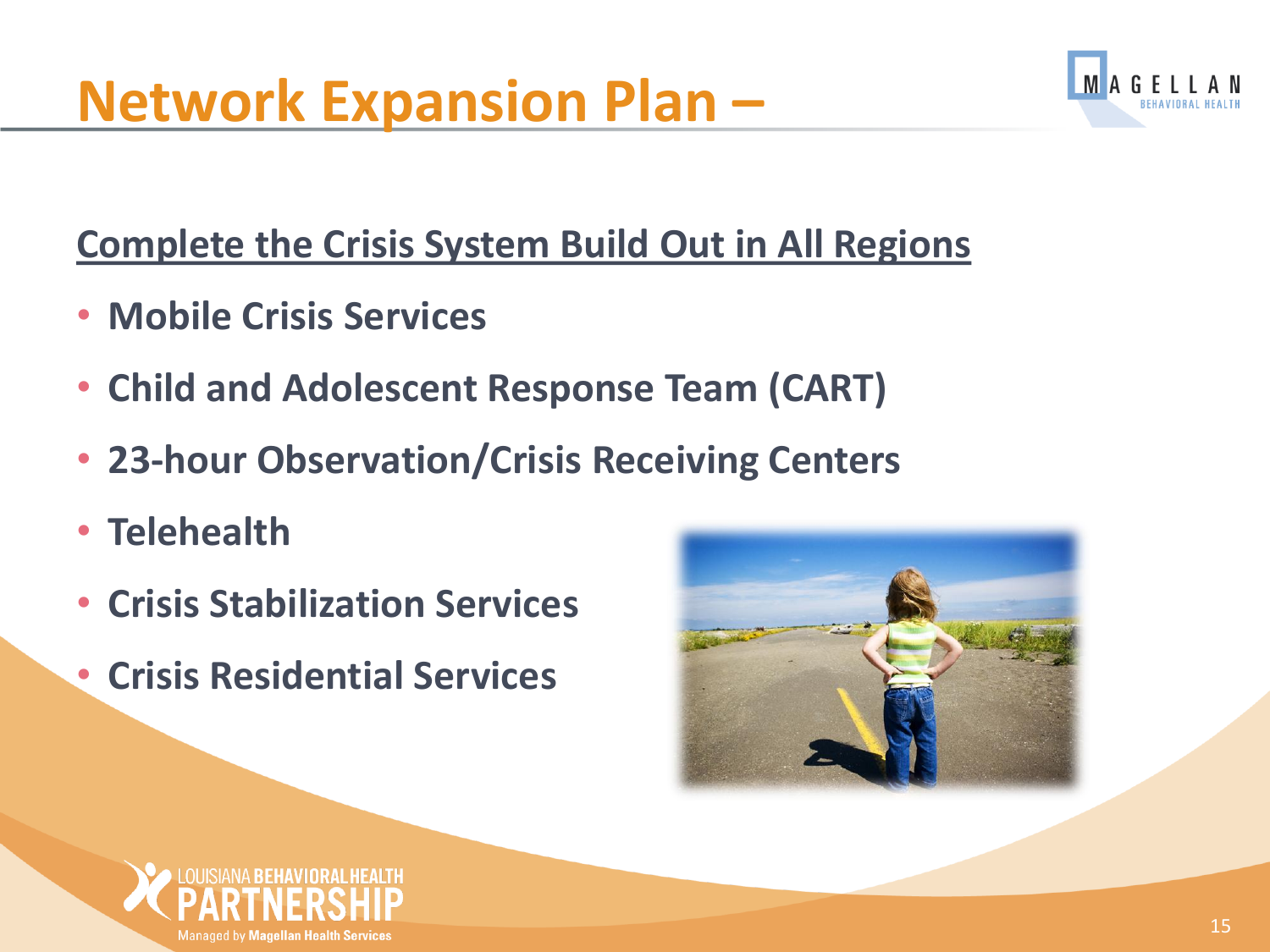# Network Expansion Plan –

## Complete the Crisis System Build Out in All Regions

- **Mobile Crisis Services**
- **Child and Adolescent Response Team (CART)**
- **23-hour Observation/Crisis Receiving Centers**
- **Telehealth**
- **Crisis Stabilization Services**
- **Crisis Residential Services**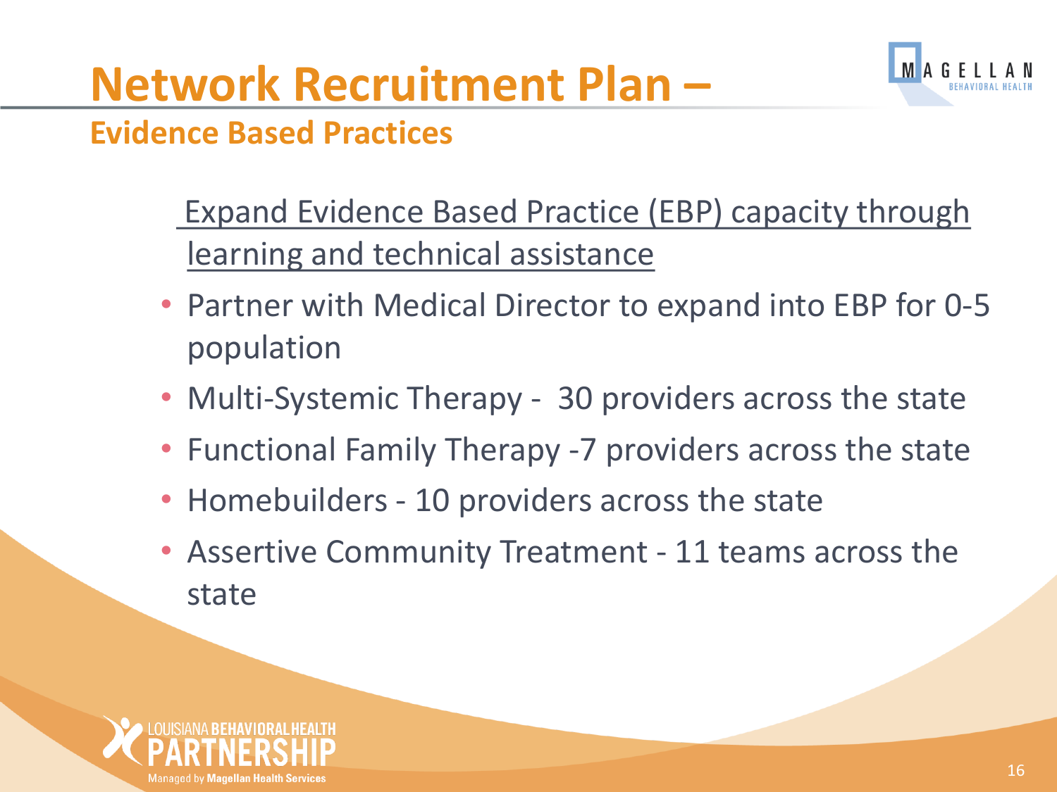# Network Recruitment Plan –

## Evidence Based Practices

Expand Evidence Based Practice (EBP) capacity through learning and technical assistance

- Partner with Medical Director to expand into EBP for 0-5 population
- Multi-Systemic Therapy - 30 providers across the state
- Functional Family Therapy -7 providers across the state
- Homebuilders - 10 providers across the state
- Assertive Community Treatment - 11 teams across the state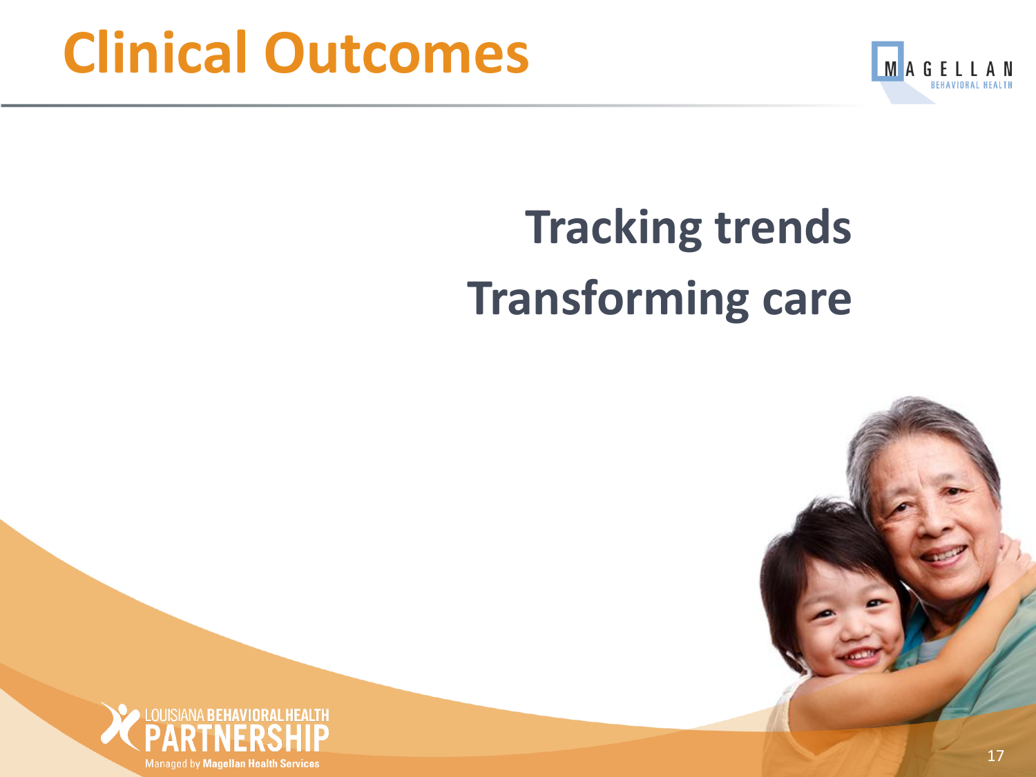# Clinical Outcomes

**Tracking trends**

**Transforming care**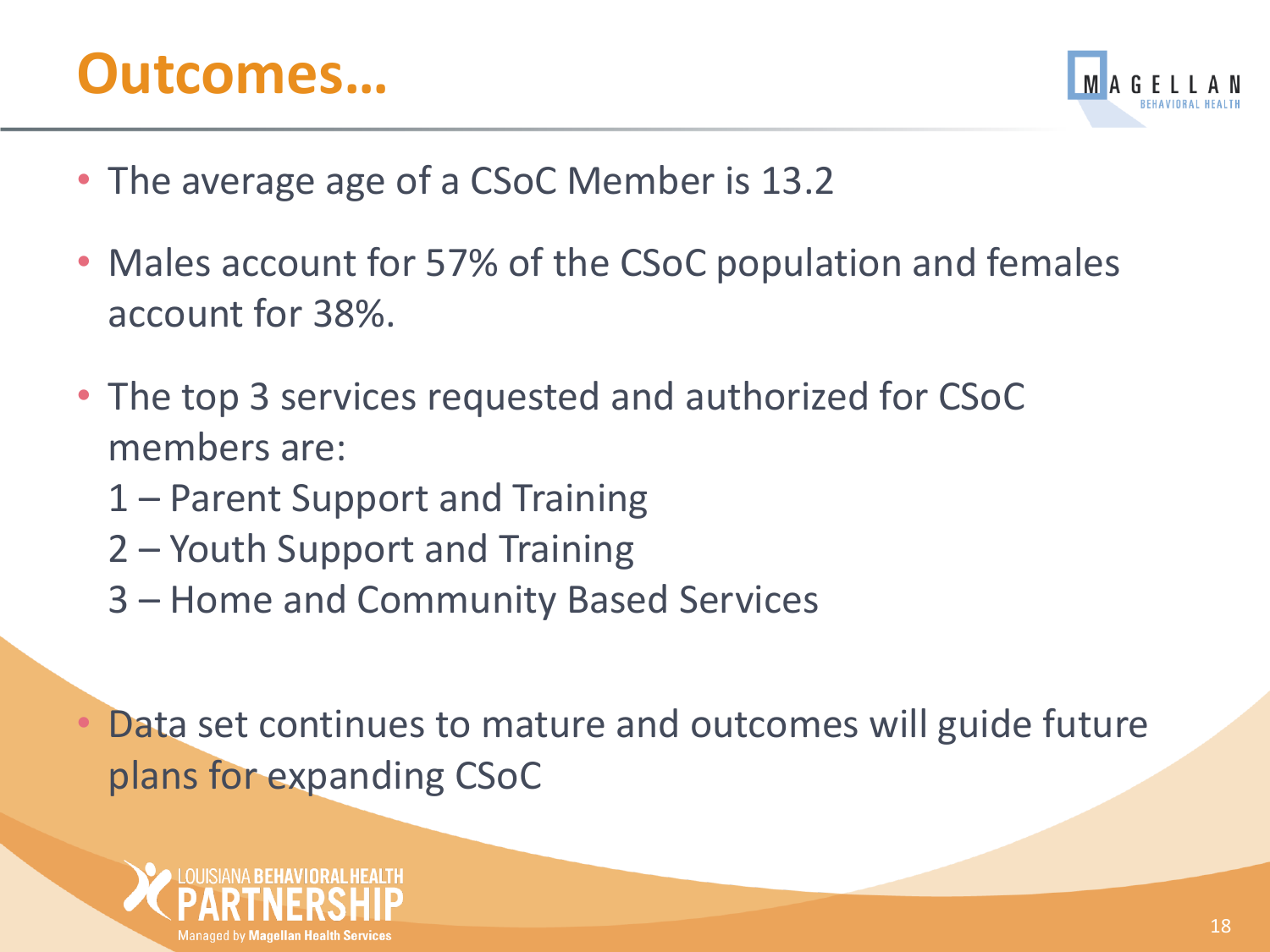# Outcomes…

- The average age of a CSoC Member is 13.2
- Males account for 57% of the CSoC population and females account for 38%.
- The top 3 services requested and authorized for CSoC members are:
  1 – Parent Support and Training
  2 – Youth Support and Training
  3 – Home and Community Based Services
- Data set continues to mature and outcomes will guide future plans for expanding CSoC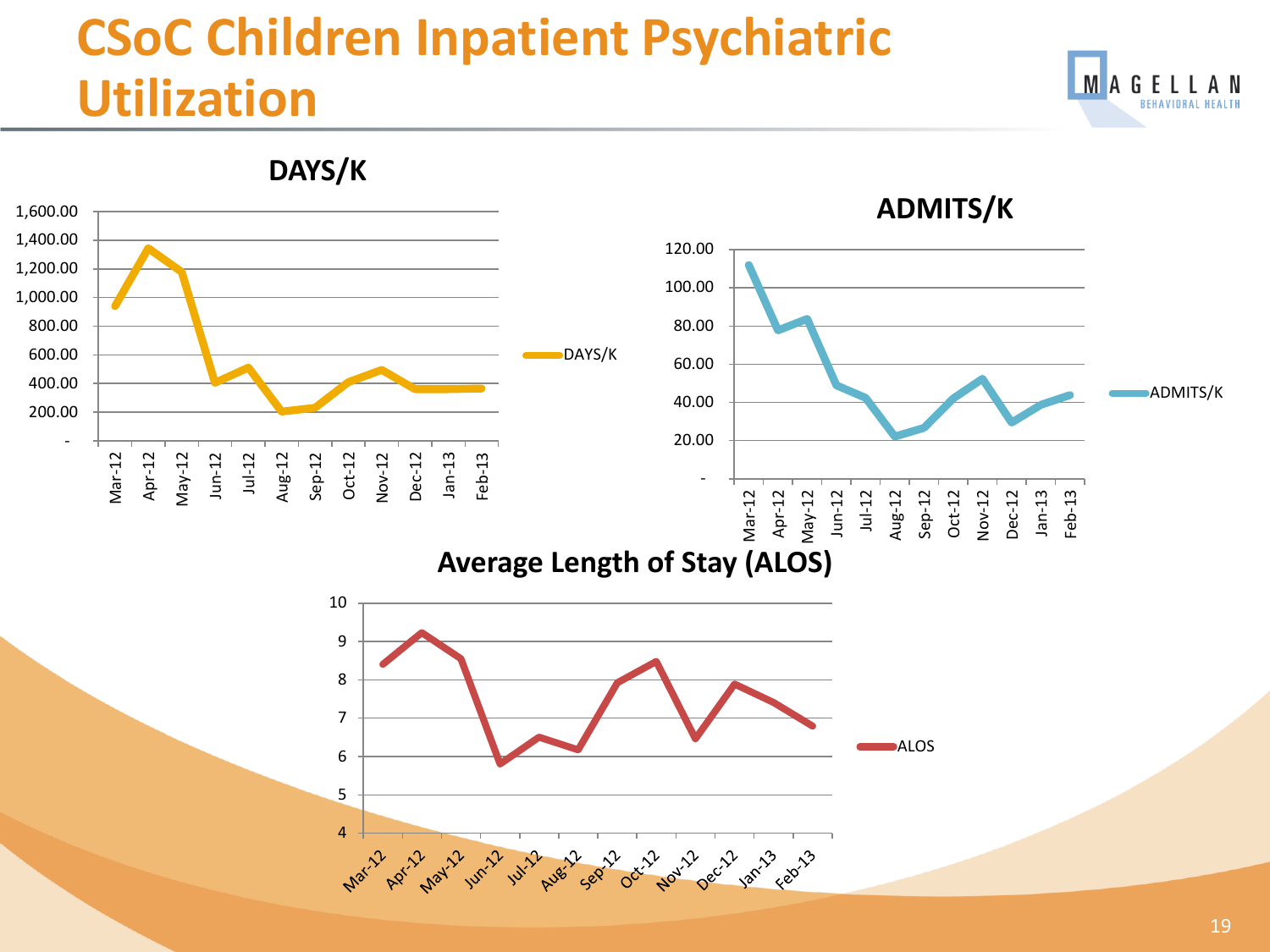# CSoC Children Inpatient Psychiatric Utilization

## DAYS/K

## ADMITS/K

## Average Length of Stay (ALOS)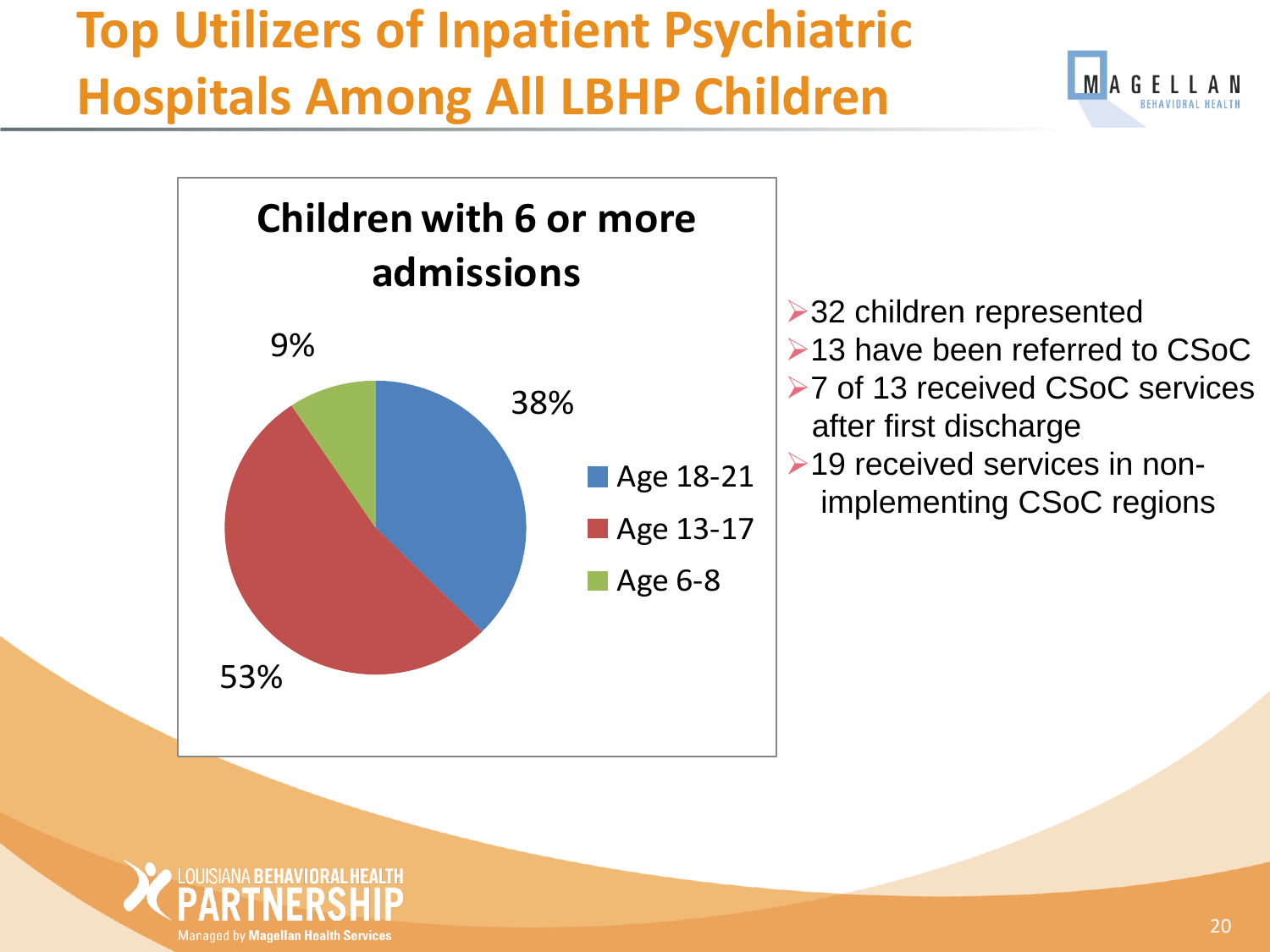# Top Utilizers of Inpatient Psychiatric Hospitals Among All LBHP Children

**Children with 6 or more admissions**

| Age group | Percentage |
| --- | --- |
| Age 18-21 | 38% |
| Age 13-17 | 53% |
| Age 6-8 | 9% |

- 32 children represented
- 13 have been referred to CSoC
- 7 of 13 received CSoC services after first discharge
- 19 received services in non-implementing CSoC regions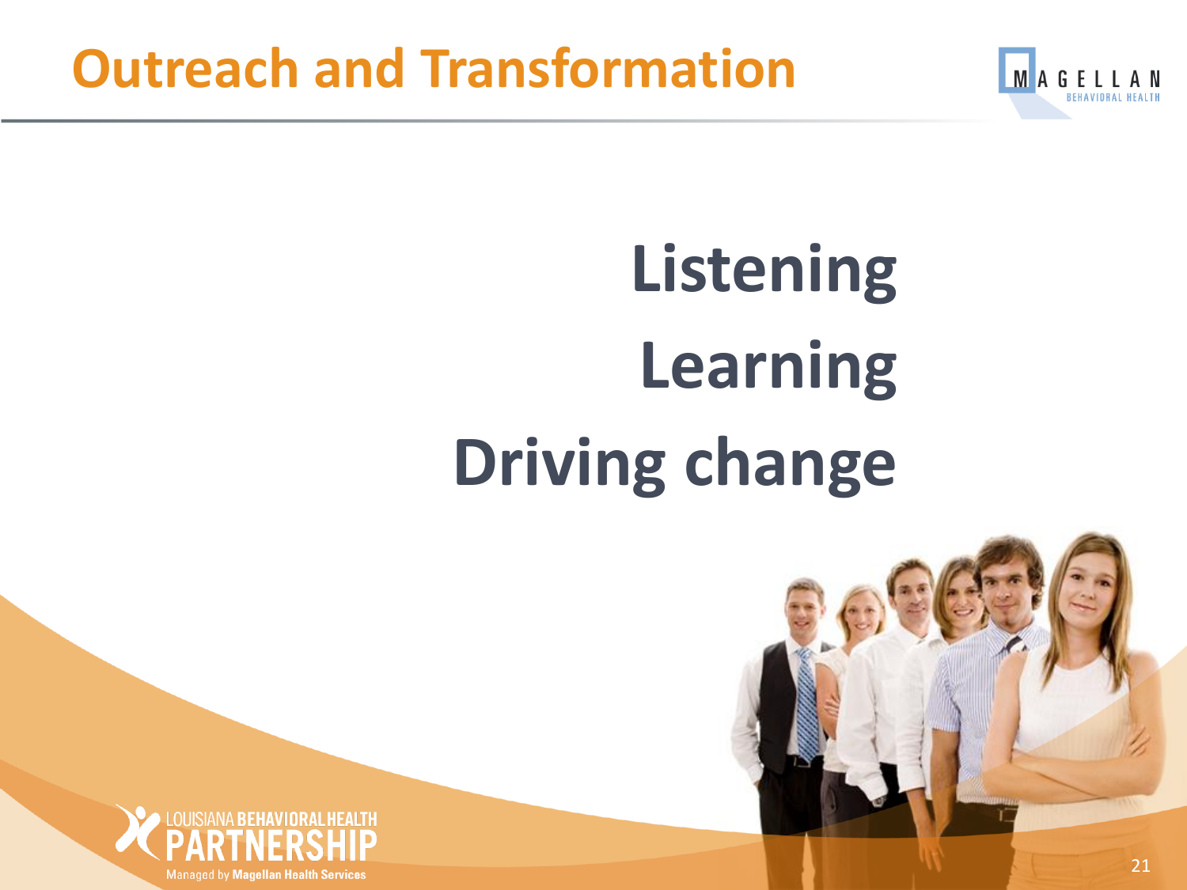# Outreach and Transformation

**Listening**

**Learning**

**Driving change**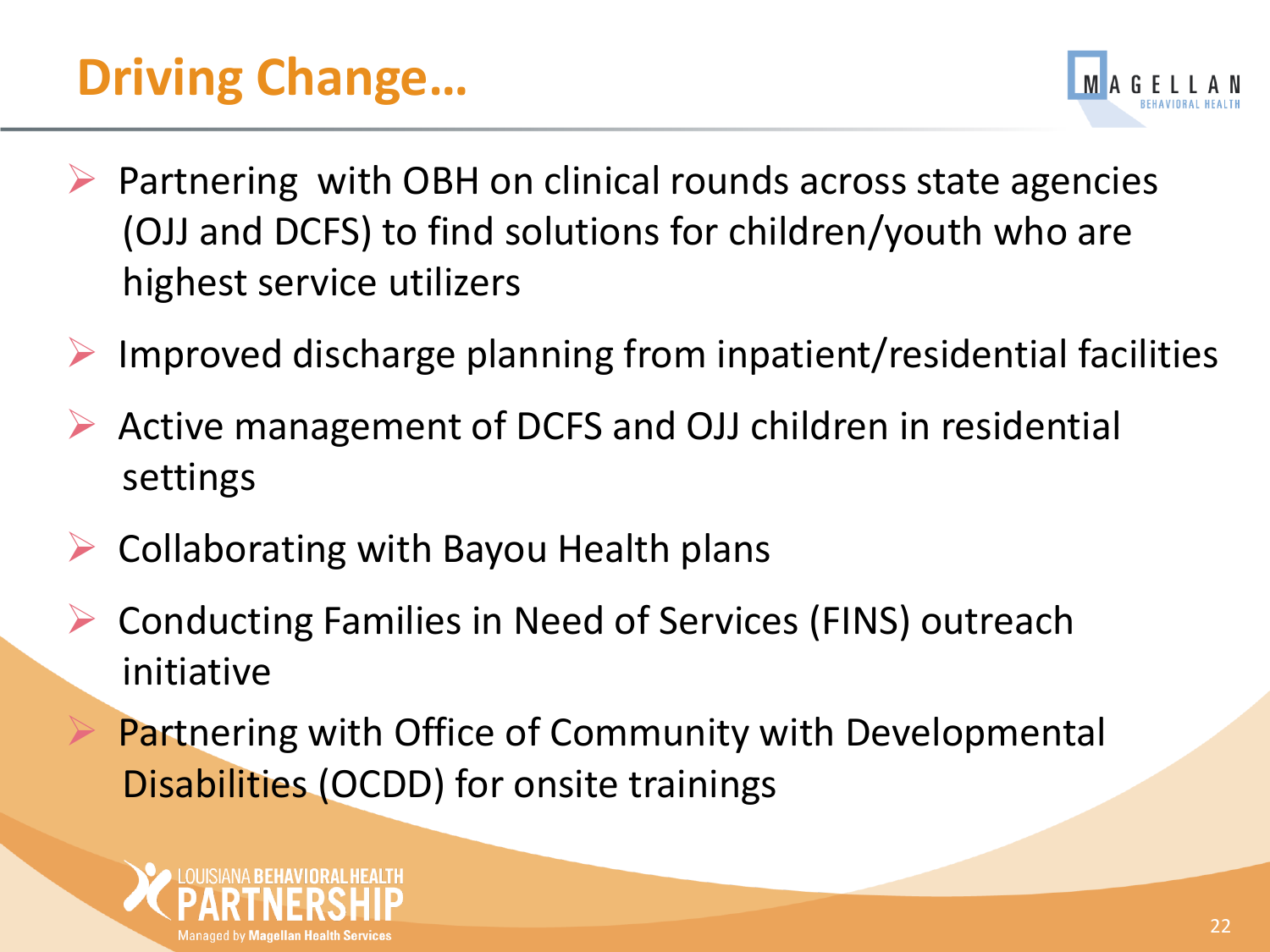# Driving Change…

- Partnering with OBH on clinical rounds across state agencies (OJJ and DCFS) to find solutions for children/youth who are highest service utilizers
- Improved discharge planning from inpatient/residential facilities
- Active management of DCFS and OJJ children in residential settings
- Collaborating with Bayou Health plans
- Conducting Families in Need of Services (FINS) outreach initiative
- Partnering with Office of Community with Developmental Disabilities (OCDD) for onsite trainings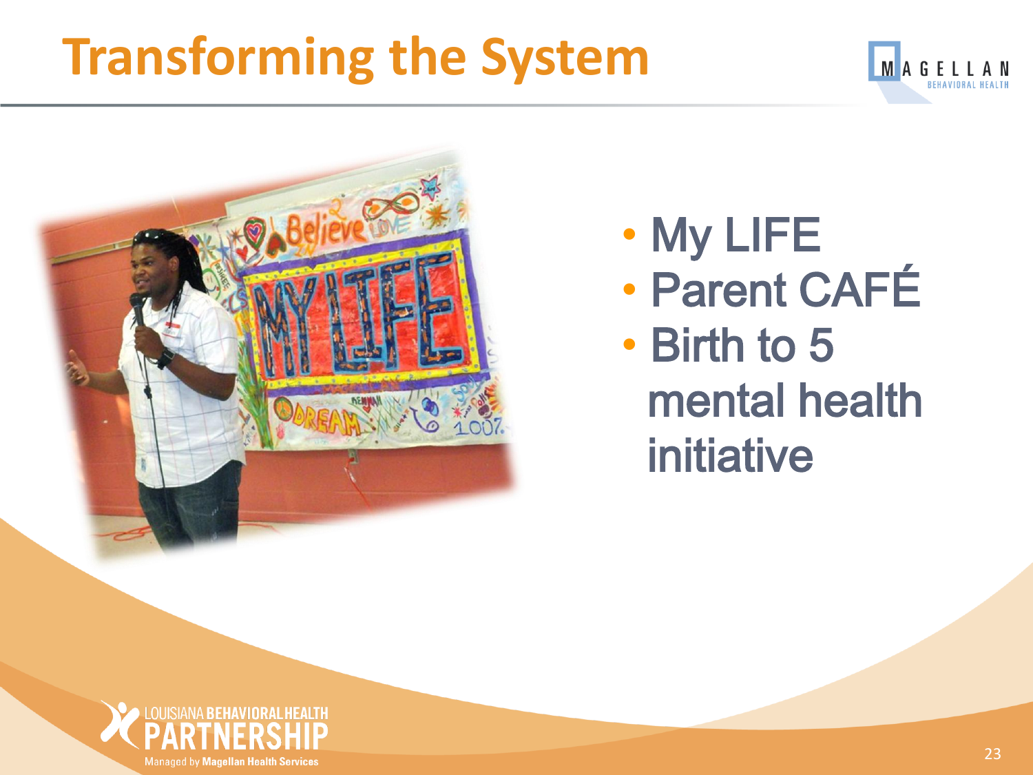# Transforming the System

- My LIFE
- Parent CAFÉ
- Birth to 5 mental health initiative